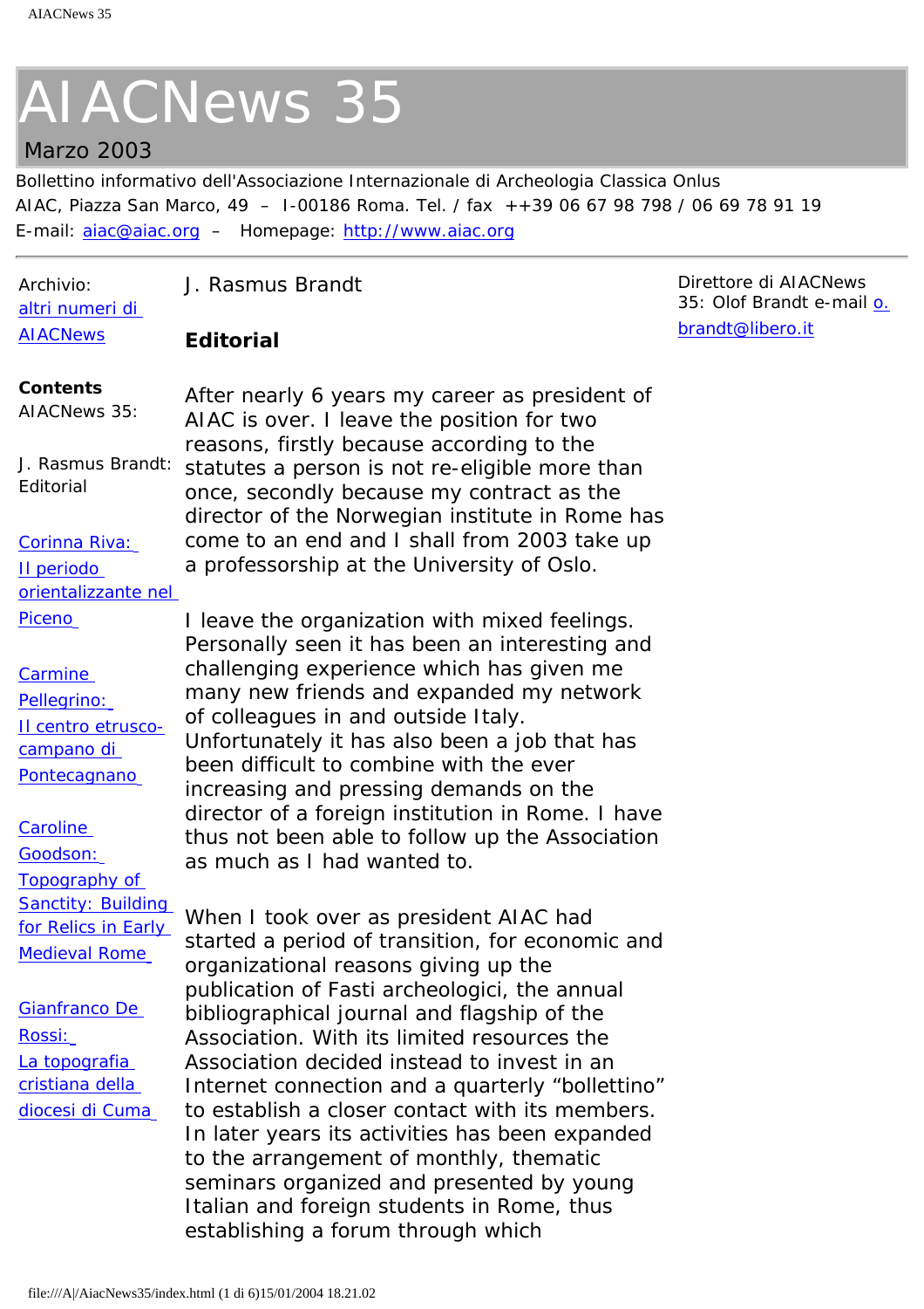# AIACNews 35

Marzo 2003

Bollettino informativo dell'Associazione Internazionale di Archeologia Classica Onlus
AIAC, Piazza San Marco, 49 – I-00186 Roma. Tel. / fax ++39 06 67 98 798 / 06 69 78 91 19
E-mail: aiac@aiac.org – Homepage: http://www.aiac.org

---

Archivio: altri numeri di AIACNews

**Contents** AIACNews 35:

J. Rasmus Brandt: Editorial

Corinna Riva: Il periodo orientalizzante nel Piceno

Carmine Pellegrino: Il centro etrusco-campano di Pontecagnano

Caroline Goodson: Topography of Sanctity: Building for Relics in Early Medieval Rome

Gianfranco De Rossi: La topografia cristiana della diocesi di Cuma

Direttore di AIACNews 35: Olof Brandt e-mail o.brandt@libero.it

J. Rasmus Brandt

## Editorial

After nearly 6 years my career as president of AIAC is over. I leave the position for two reasons, firstly because according to the statutes a person is not re-eligible more than once, secondly because my contract as the director of the Norwegian institute in Rome has come to an end and I shall from 2003 take up a professorship at the University of Oslo.

I leave the organization with mixed feelings. Personally seen it has been an interesting and challenging experience which has given me many new friends and expanded my network of colleagues in and outside Italy. Unfortunately it has also been a job that has been difficult to combine with the ever increasing and pressing demands on the director of a foreign institution in Rome. I have thus not been able to follow up the Association as much as I had wanted to.

When I took over as president AIAC had started a period of transition, for economic and organizational reasons giving up the publication of Fasti archeologici, the annual bibliographical journal and flagship of the Association. With its limited resources the Association decided instead to invest in an Internet connection and a quarterly "bollettino" to establish a closer contact with its members. In later years its activities has been expanded to the arrangement of monthly, thematic seminars organized and presented by young Italian and foreign students in Rome, thus establishing a forum through which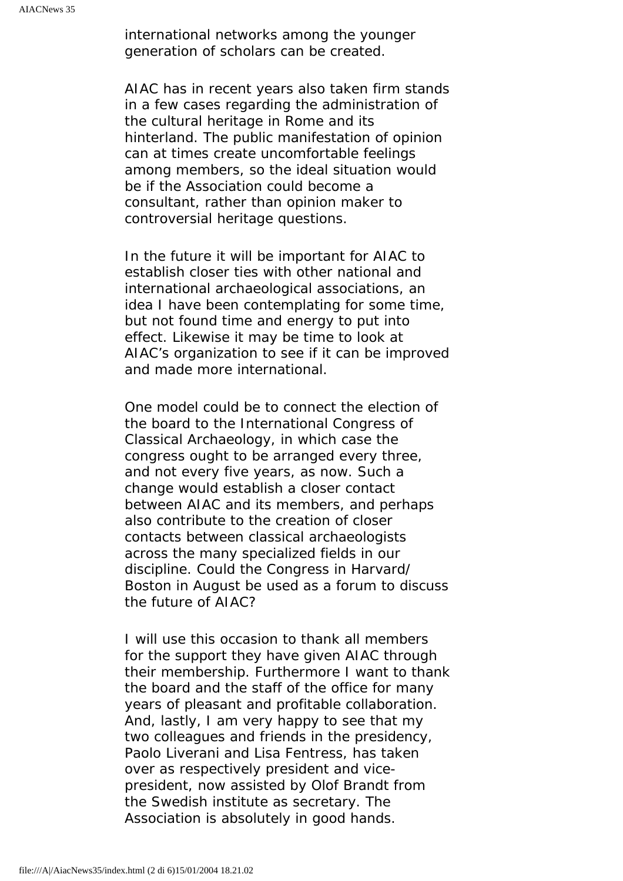international networks among the younger generation of scholars can be created.

AIAC has in recent years also taken firm stands in a few cases regarding the administration of the cultural heritage in Rome and its hinterland. The public manifestation of opinion can at times create uncomfortable feelings among members, so the ideal situation would be if the Association could become a consultant, rather than opinion maker to controversial heritage questions.

In the future it will be important for AIAC to establish closer ties with other national and international archaeological associations, an idea I have been contemplating for some time, but not found time and energy to put into effect. Likewise it may be time to look at AIAC's organization to see if it can be improved and made more international.

One model could be to connect the election of the board to the International Congress of Classical Archaeology, in which case the congress ought to be arranged every three, and not every five years, as now. Such a change would establish a closer contact between AIAC and its members, and perhaps also contribute to the creation of closer contacts between classical archaeologists across the many specialized fields in our discipline. Could the Congress in Harvard/ Boston in August be used as a forum to discuss the future of AIAC?

I will use this occasion to thank all members for the support they have given AIAC through their membership. Furthermore I want to thank the board and the staff of the office for many years of pleasant and profitable collaboration. And, lastly, I am very happy to see that my two colleagues and friends in the presidency, Paolo Liverani and Lisa Fentress, has taken over as respectively president and vice-president, now assisted by Olof Brandt from the Swedish institute as secretary. The Association is absolutely in good hands.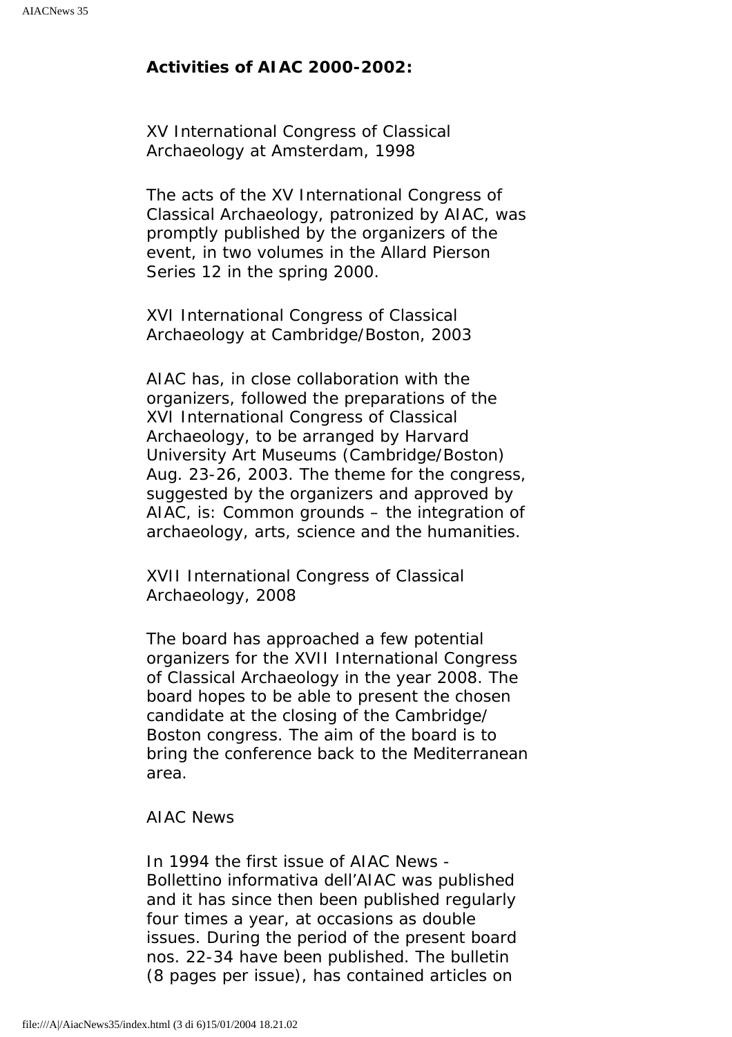**Activities of AIAC 2000-2002:**

XV International Congress of Classical Archaeology at Amsterdam, 1998

The acts of the XV International Congress of Classical Archaeology, patronized by AIAC, was promptly published by the organizers of the event, in two volumes in the Allard Pierson Series 12 in the spring 2000.

XVI International Congress of Classical Archaeology at Cambridge/Boston, 2003

AIAC has, in close collaboration with the organizers, followed the preparations of the XVI International Congress of Classical Archaeology, to be arranged by Harvard University Art Museums (Cambridge/Boston) Aug. 23-26, 2003. The theme for the congress, suggested by the organizers and approved by AIAC, is: Common grounds – the integration of archaeology, arts, science and the humanities.

XVII International Congress of Classical Archaeology, 2008

The board has approached a few potential organizers for the XVII International Congress of Classical Archaeology in the year 2008. The board hopes to be able to present the chosen candidate at the closing of the Cambridge/ Boston congress. The aim of the board is to bring the conference back to the Mediterranean area.

AIAC News

In 1994 the first issue of AIAC News - Bollettino informativa dell'AIAC was published and it has since then been published regularly four times a year, at occasions as double issues. During the period of the present board nos. 22-34 have been published. The bulletin (8 pages per issue), has contained articles on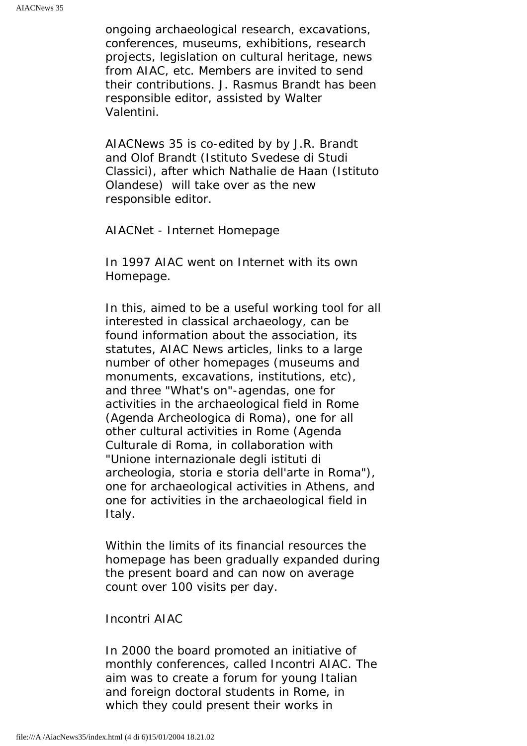ongoing archaeological research, excavations, conferences, museums, exhibitions, research projects, legislation on cultural heritage, news from AIAC, etc. Members are invited to send their contributions. J. Rasmus Brandt has been responsible editor, assisted by Walter Valentini.

AIACNews 35 is co-edited by by J.R. Brandt and Olof Brandt (Istituto Svedese di Studi Classici), after which Nathalie de Haan (Istituto Olandese) will take over as the new responsible editor.

AIACNet - Internet Homepage

In 1997 AIAC went on Internet with its own Homepage.

In this, aimed to be a useful working tool for all interested in classical archaeology, can be found information about the association, its statutes, AIAC News articles, links to a large number of other homepages (museums and monuments, excavations, institutions, etc), and three "What's on"-agendas, one for activities in the archaeological field in Rome (Agenda Archeologica di Roma), one for all other cultural activities in Rome (Agenda Culturale di Roma, in collaboration with "Unione internazionale degli istituti di archeologia, storia e storia dell'arte in Roma"), one for archaeological activities in Athens, and one for activities in the archaeological field in Italy.

Within the limits of its financial resources the homepage has been gradually expanded during the present board and can now on average count over 100 visits per day.

Incontri AIAC

In 2000 the board promoted an initiative of monthly conferences, called Incontri AIAC. The aim was to create a forum for young Italian and foreign doctoral students in Rome, in which they could present their works in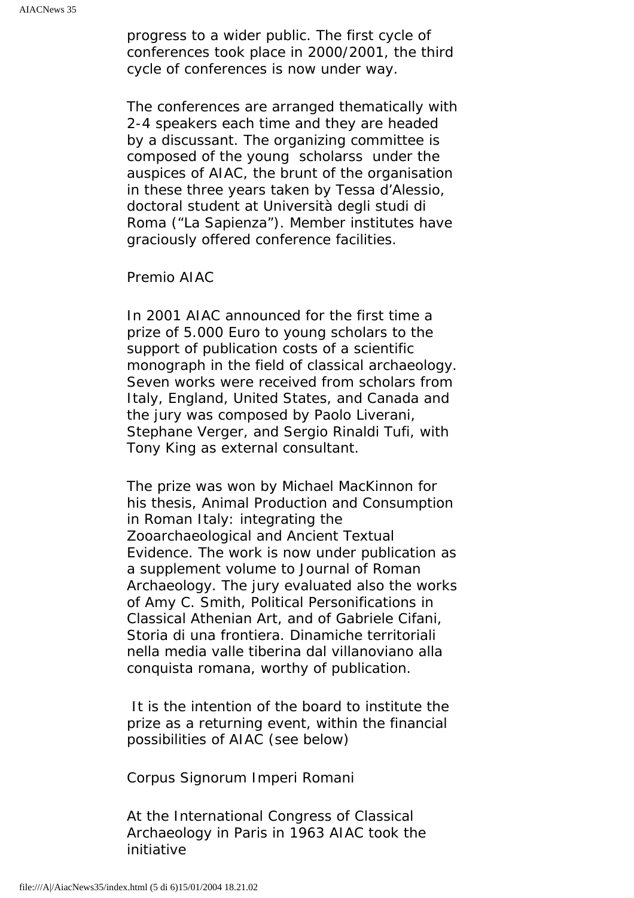progress to a wider public. The first cycle of conferences took place in 2000/2001, the third cycle of conferences is now under way.

The conferences are arranged thematically with 2-4 speakers each time and they are headed by a discussant. The organizing committee is composed of the young scholarss under the auspices of AIAC, the brunt of the organisation in these three years taken by Tessa d'Alessio, doctoral student at Università degli studi di Roma ("La Sapienza"). Member institutes have graciously offered conference facilities.

Premio AIAC

In 2001 AIAC announced for the first time a prize of 5.000 Euro to young scholars to the support of publication costs of a scientific monograph in the field of classical archaeology. Seven works were received from scholars from Italy, England, United States, and Canada and the jury was composed by Paolo Liverani, Stephane Verger, and Sergio Rinaldi Tufi, with Tony King as external consultant.

The prize was won by Michael MacKinnon for his thesis, Animal Production and Consumption in Roman Italy: integrating the Zooarchaeological and Ancient Textual Evidence. The work is now under publication as a supplement volume to Journal of Roman Archaeology. The jury evaluated also the works of Amy C. Smith, Political Personifications in Classical Athenian Art, and of Gabriele Cifani, Storia di una frontiera. Dinamiche territoriali nella media valle tiberina dal villanoviano alla conquista romana, worthy of publication.

It is the intention of the board to institute the prize as a returning event, within the financial possibilities of AIAC (see below)

Corpus Signorum Imperi Romani

At the International Congress of Classical Archaeology in Paris in 1963 AIAC took the initiative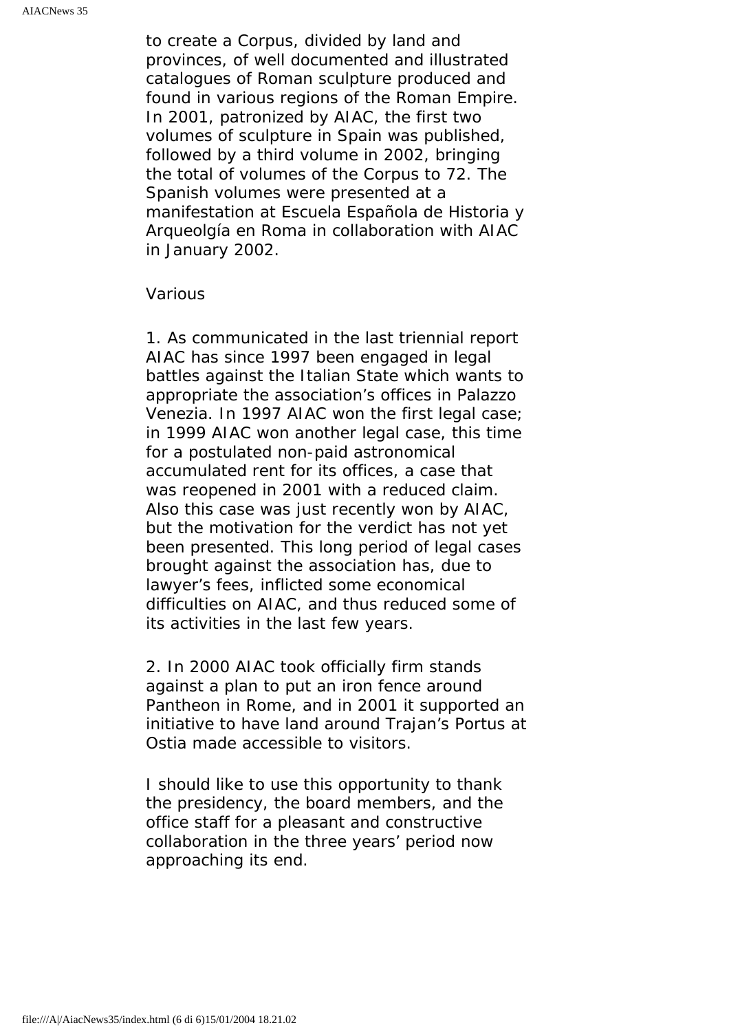to create a Corpus, divided by land and provinces, of well documented and illustrated catalogues of Roman sculpture produced and found in various regions of the Roman Empire. In 2001, patronized by AIAC, the first two volumes of sculpture in Spain was published, followed by a third volume in 2002, bringing the total of volumes of the Corpus to 72. The Spanish volumes were presented at a manifestation at Escuela Española de Historia y Arqueolgía en Roma in collaboration with AIAC in January 2002.

Various

1. As communicated in the last triennial report AIAC has since 1997 been engaged in legal battles against the Italian State which wants to appropriate the association's offices in Palazzo Venezia. In 1997 AIAC won the first legal case; in 1999 AIAC won another legal case, this time for a postulated non-paid astronomical accumulated rent for its offices, a case that was reopened in 2001 with a reduced claim. Also this case was just recently won by AIAC, but the motivation for the verdict has not yet been presented. This long period of legal cases brought against the association has, due to lawyer's fees, inflicted some economical difficulties on AIAC, and thus reduced some of its activities in the last few years.

2. In 2000 AIAC took officially firm stands against a plan to put an iron fence around Pantheon in Rome, and in 2001 it supported an initiative to have land around Trajan's Portus at Ostia made accessible to visitors.

I should like to use this opportunity to thank the presidency, the board members, and the office staff for a pleasant and constructive collaboration in the three years' period now approaching its end.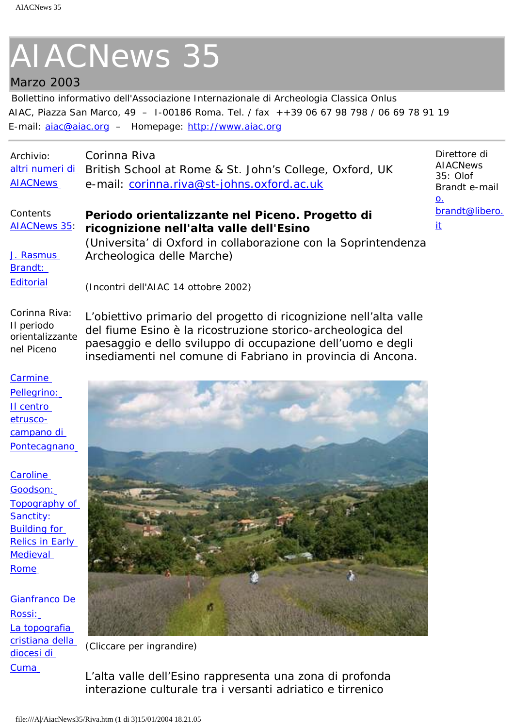# AIACNews 35

Marzo 2003

Bollettino informativo dell'Associazione Internazionale di Archeologia Classica Onlus

AIAC, Piazza San Marco, 49 – I-00186 Roma. Tel. / fax ++39 06 67 98 798 / 06 69 78 91 19

E-mail: aiac@aiac.org – Homepage: http://www.aiac.org

Archivio: altri numeri di AIACNews

Contents AIACNews 35:

J. Rasmus Brandt: Editorial

Corinna Riva: Il periodo orientalizzante nel Piceno

Carmine Pellegrino: Il centro etrusco-campano di Pontecagnano

Caroline Goodson: Topography of Sanctity: Building for Relics in Early Medieval Rome

Gianfranco De Rossi: La topografia cristiana della diocesi di Cuma

Direttore di AIACNews 35: Olof Brandt e-mail o.brandt@libero.it

Corinna Riva
British School at Rome & St. John's College, Oxford, UK
e-mail: corinna.riva@st-johns.oxford.ac.uk

**Periodo orientalizzante nel Piceno. Progetto di ricognizione nell'alta valle dell'Esino**

(Universita' di Oxford in collaborazione con la Soprintendenza Archeologica delle Marche)

(Incontri dell'AIAC 14 ottobre 2002)

L'obiettivo primario del progetto di ricognizione nell'alta valle del fiume Esino è la ricostruzione storico-archeologica del paesaggio e dello sviluppo di occupazione dell'uomo e degli insediamenti nel comune di Fabriano in provincia di Ancona.

(Cliccare per ingrandire)

L'alta valle dell'Esino rappresenta una zona di profonda interazione culturale tra i versanti adriatico e tirrenico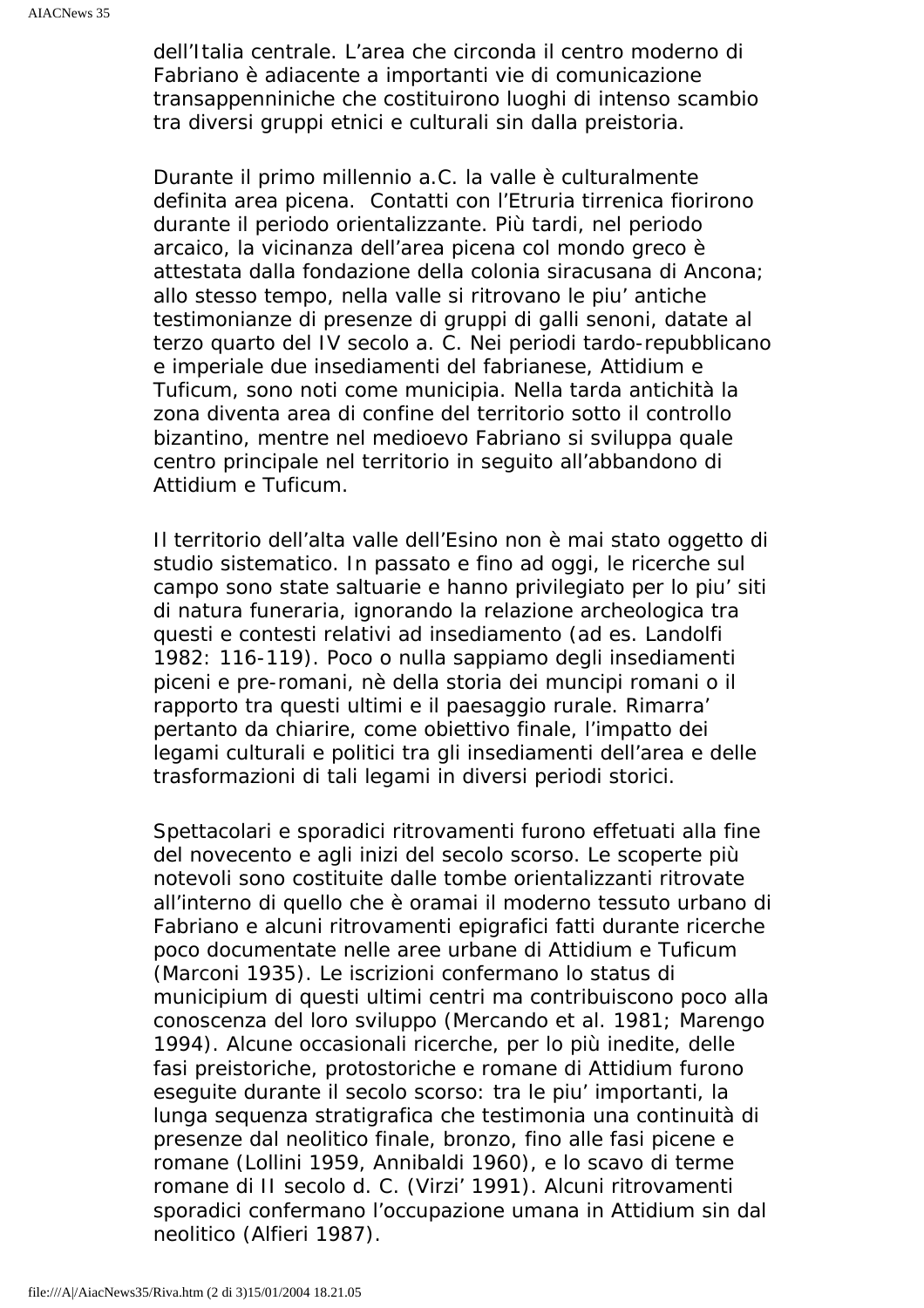dell'Italia centrale. L'area che circonda il centro moderno di Fabriano è adiacente a importanti vie di comunicazione transappenniniche che costituirono luoghi di intenso scambio tra diversi gruppi etnici e culturali sin dalla preistoria.

Durante il primo millennio a.C. la valle è culturalmente definita area picena. Contatti con l'Etruria tirrenica fiorirono durante il periodo orientalizzante. Più tardi, nel periodo arcaico, la vicinanza dell'area picena col mondo greco è attestata dalla fondazione della colonia siracusana di Ancona; allo stesso tempo, nella valle si ritrovano le piu' antiche testimonianze di presenze di gruppi di galli senoni, datate al terzo quarto del IV secolo a. C. Nei periodi tardo-repubblicano e imperiale due insediamenti del fabrianese, Attidium e Tuficum, sono noti come municipia. Nella tarda antichità la zona diventa area di confine del territorio sotto il controllo bizantino, mentre nel medioevo Fabriano si sviluppa quale centro principale nel territorio in seguito all'abbandono di Attidium e Tuficum.

Il territorio dell'alta valle dell'Esino non è mai stato oggetto di studio sistematico. In passato e fino ad oggi, le ricerche sul campo sono state saltuarie e hanno privilegiato per lo piu' siti di natura funeraria, ignorando la relazione archeologica tra questi e contesti relativi ad insediamento (ad es. Landolfi 1982: 116-119). Poco o nulla sappiamo degli insediamenti piceni e pre-romani, nè della storia dei muncipi romani o il rapporto tra questi ultimi e il paesaggio rurale. Rimarra' pertanto da chiarire, come obiettivo finale, l'impatto dei legami culturali e politici tra gli insediamenti dell'area e delle trasformazioni di tali legami in diversi periodi storici.

Spettacolari e sporadici ritrovamenti furono effetuati alla fine del novecento e agli inizi del secolo scorso. Le scoperte più notevoli sono costituite dalle tombe orientalizzanti ritrovate all'interno di quello che è oramai il moderno tessuto urbano di Fabriano e alcuni ritrovamenti epigrafici fatti durante ricerche poco documentate nelle aree urbane di Attidium e Tuficum (Marconi 1935). Le iscrizioni confermano lo status di municipium di questi ultimi centri ma contribuiscono poco alla conoscenza del loro sviluppo (Mercando et al. 1981; Marengo 1994). Alcune occasionali ricerche, per lo più inedite, delle fasi preistoriche, protostoriche e romane di Attidium furono eseguite durante il secolo scorso: tra le piu' importanti, la lunga sequenza stratigrafica che testimonia una continuità di presenze dal neolitico finale, bronzo, fino alle fasi picene e romane (Lollini 1959, Annibaldi 1960), e lo scavo di terme romane di II secolo d. C. (Virzi' 1991). Alcuni ritrovamenti sporadici confermano l'occupazione umana in Attidium sin dal neolitico (Alfieri 1987).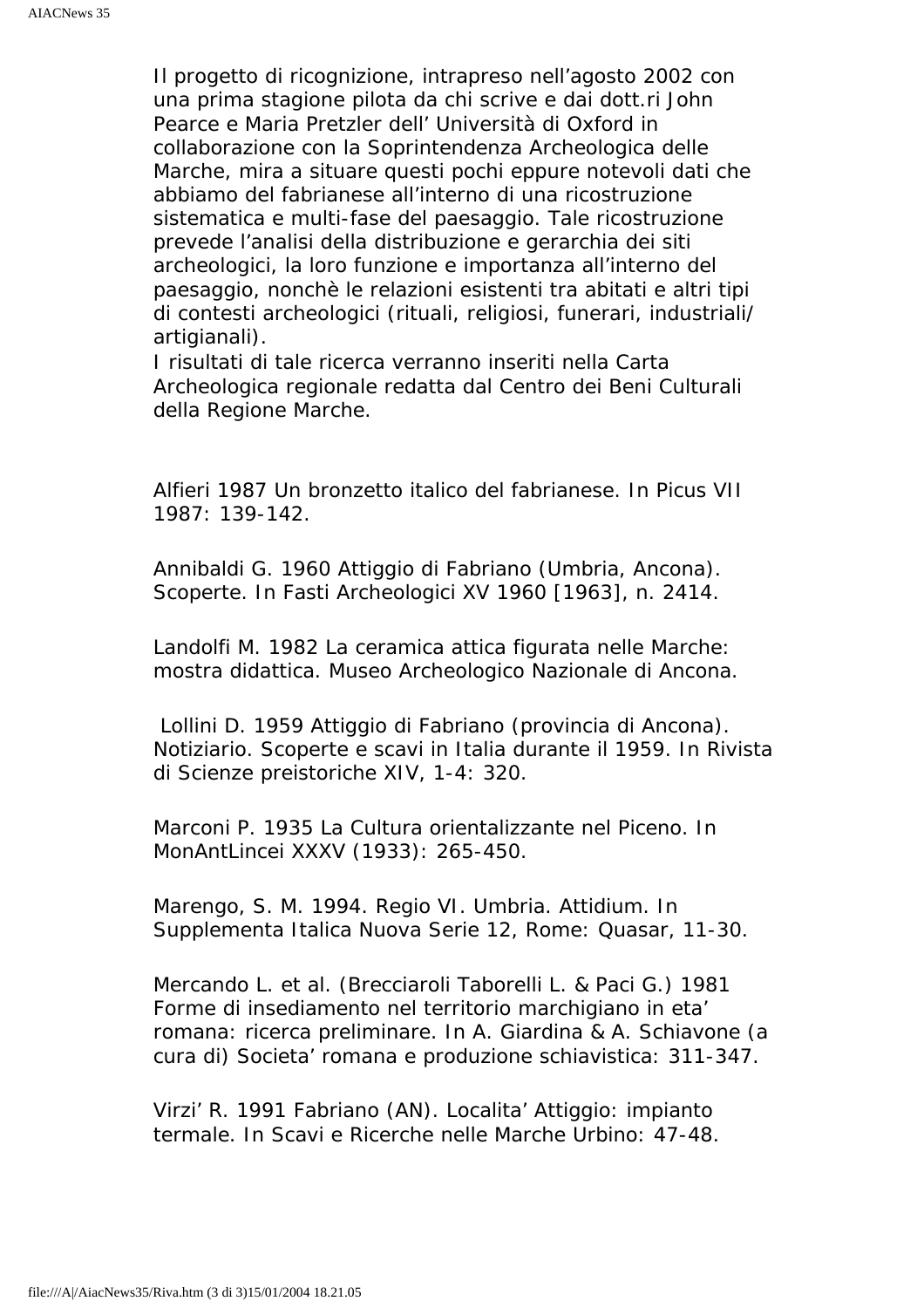Il progetto di ricognizione, intrapreso nell'agosto 2002 con una prima stagione pilota da chi scrive e dai dott.ri John Pearce e Maria Pretzler dell' Università di Oxford in collaborazione con la Soprintendenza Archeologica delle Marche, mira a situare questi pochi eppure notevoli dati che abbiamo del fabrianese all'interno di una ricostruzione sistematica e multi-fase del paesaggio. Tale ricostruzione prevede l'analisi della distribuzione e gerarchia dei siti archeologici, la loro funzione e importanza all'interno del paesaggio, nonchè le relazioni esistenti tra abitati e altri tipi di contesti archeologici (rituali, religiosi, funerari, industriali/ artigianali).
I risultati di tale ricerca verranno inseriti nella Carta Archeologica regionale redatta dal Centro dei Beni Culturali della Regione Marche.

Alfieri 1987 Un bronzetto italico del fabrianese. In Picus VII 1987: 139-142.

Annibaldi G. 1960 Attiggio di Fabriano (Umbria, Ancona). Scoperte. In Fasti Archeologici XV 1960 [1963], n. 2414.

Landolfi M. 1982 La ceramica attica figurata nelle Marche: mostra didattica. Museo Archeologico Nazionale di Ancona.

Lollini D. 1959 Attiggio di Fabriano (provincia di Ancona). Notiziario. Scoperte e scavi in Italia durante il 1959. In Rivista di Scienze preistoriche XIV, 1-4: 320.

Marconi P. 1935 La Cultura orientalizzante nel Piceno. In MonAntLincei XXXV (1933): 265-450.

Marengo, S. M. 1994. Regio VI. Umbria. Attidium. In Supplementa Italica Nuova Serie 12, Rome: Quasar, 11-30.

Mercando L. et al. (Brecciaroli Taborelli L. & Paci G.) 1981 Forme di insediamento nel territorio marchigiano in eta' romana: ricerca preliminare. In A. Giardina & A. Schiavone (a cura di) Societa' romana e produzione schiavistica: 311-347.

Virzi' R. 1991 Fabriano (AN). Localita' Attiggio: impianto termale. In Scavi e Ricerche nelle Marche Urbino: 47-48.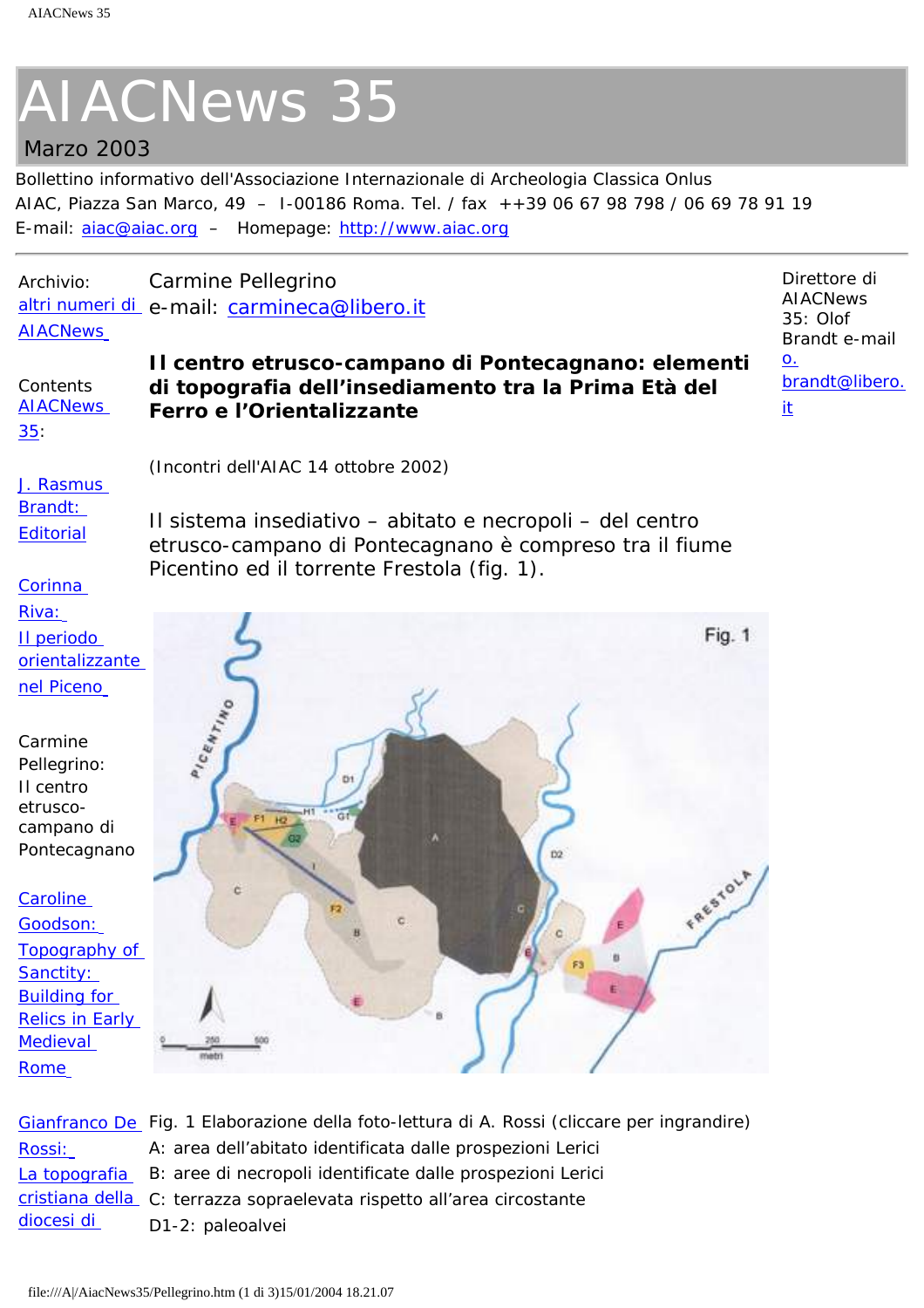# AIACNews 35

Marzo 2003

Bollettino informativo dell'Associazione Internazionale di Archeologia Classica Onlus
AIAC, Piazza San Marco, 49 – I-00186 Roma. Tel. / fax ++39 06 67 98 798 / 06 69 78 91 19
E-mail: aiac@aiac.org – Homepage: http://www.aiac.org

---

Archivio: altri numeri di AIACNews

Contents AIACNews 35:

J. Rasmus Brandt: Editorial

Corinna Riva: Il periodo orientalizzante nel Piceno

Carmine Pellegrino: Il centro etrusco-campano di Pontecagnano

Caroline Goodson: Topography of Sanctity: Building for Relics in Early Medieval Rome

Gianfranco De Rossi: La topografia cristiana della diocesi di

Direttore di AIACNews 35: Olof Brandt e-mail o.brandt@libero.it

Carmine Pellegrino
e-mail: carmineca@libero.it

**Il centro etrusco-campano di Pontecagnano: elementi di topografia dell'insediamento tra la Prima Età del Ferro e l'Orientalizzante**

(Incontri dell'AIAC 14 ottobre 2002)

Il sistema insediativo – abitato e necropoli – del centro etrusco-campano di Pontecagnano è compreso tra il fiume Picentino ed il torrente Frestola (fig. 1).

Fig. 1 Elaborazione della foto-lettura di A. Rossi (cliccare per ingrandire)
A: area dell'abitato identificata dalle prospezioni Lerici
B: aree di necropoli identificate dalle prospezioni Lerici
C: terrazza sopraelevata rispetto all'area circostante
D1-2: paleoalvei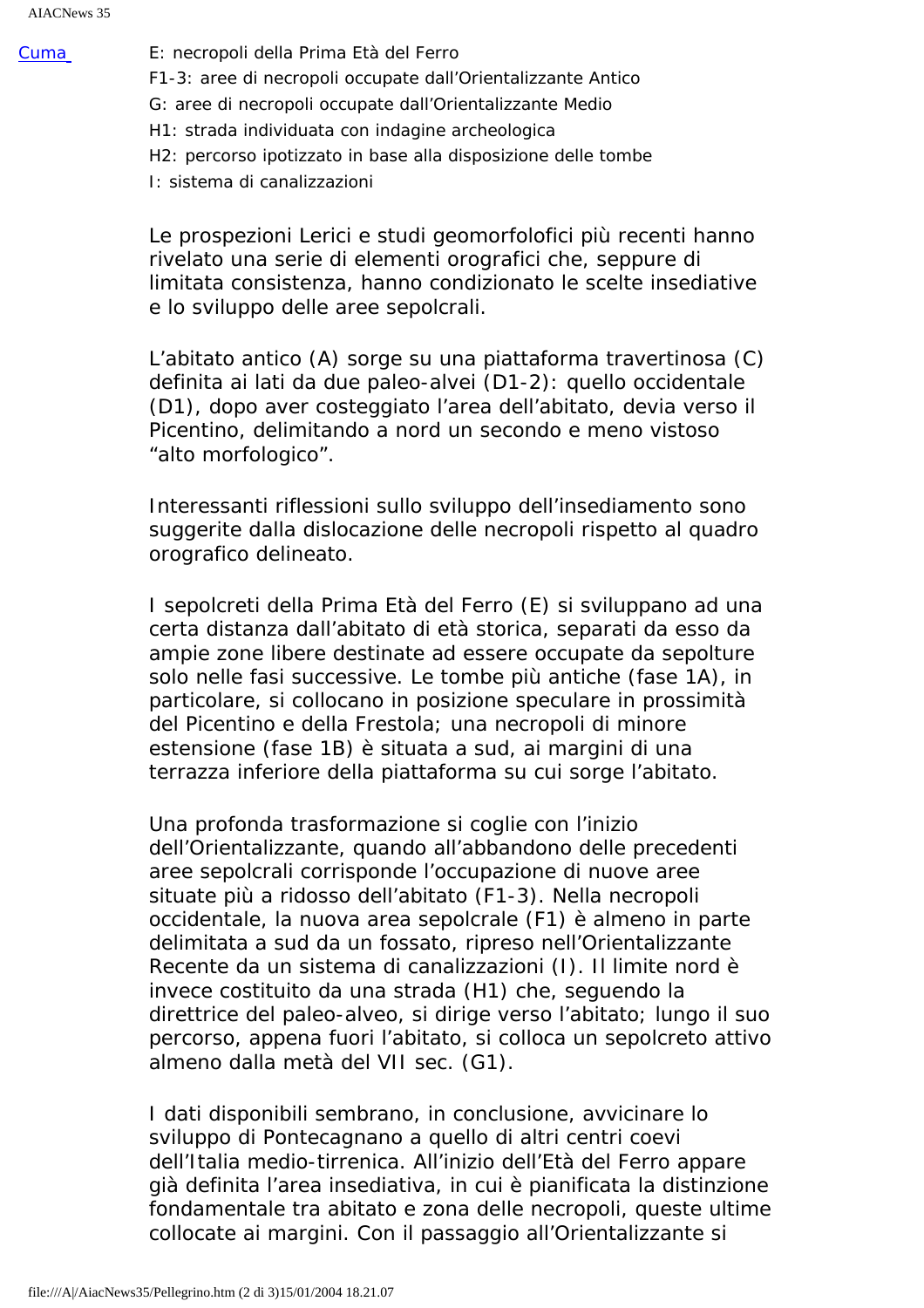Cuma

E: necropoli della Prima Età del Ferro
F1-3: aree di necropoli occupate dall'Orientalizzante Antico
G: aree di necropoli occupate dall'Orientalizzante Medio
H1: strada individuata con indagine archeologica
H2: percorso ipotizzato in base alla disposizione delle tombe
I: sistema di canalizzazioni

Le prospezioni Lerici e studi geomorfolofici più recenti hanno rivelato una serie di elementi orografici che, seppure di limitata consistenza, hanno condizionato le scelte insediative e lo sviluppo delle aree sepolcrali.

L'abitato antico (A) sorge su una piattaforma travertinosa (C) definita ai lati da due paleo-alvei (D1-2): quello occidentale (D1), dopo aver costeggiato l'area dell'abitato, devia verso il Picentino, delimitando a nord un secondo e meno vistoso "alto morfologico".

Interessanti riflessioni sullo sviluppo dell'insediamento sono suggerite dalla dislocazione delle necropoli rispetto al quadro orografico delineato.

I sepolcreti della Prima Età del Ferro (E) si sviluppano ad una certa distanza dall'abitato di età storica, separati da esso da ampie zone libere destinate ad essere occupate da sepolture solo nelle fasi successive. Le tombe più antiche (fase 1A), in particolare, si collocano in posizione speculare in prossimità del Picentino e della Frestola; una necropoli di minore estensione (fase 1B) è situata a sud, ai margini di una terrazza inferiore della piattaforma su cui sorge l'abitato.

Una profonda trasformazione si coglie con l'inizio dell'Orientalizzante, quando all'abbandono delle precedenti aree sepolcrali corrisponde l'occupazione di nuove aree situate più a ridosso dell'abitato (F1-3). Nella necropoli occidentale, la nuova area sepolcrale (F1) è almeno in parte delimitata a sud da un fossato, ripreso nell'Orientalizzante Recente da un sistema di canalizzazioni (I). Il limite nord è invece costituito da una strada (H1) che, seguendo la direttrice del paleo-alveo, si dirige verso l'abitato; lungo il suo percorso, appena fuori l'abitato, si colloca un sepolcreto attivo almeno dalla metà del VII sec. (G1).

I dati disponibili sembrano, in conclusione, avvicinare lo sviluppo di Pontecagnano a quello di altri centri coevi dell'Italia medio-tirrenica. All'inizio dell'Età del Ferro appare già definita l'area insediativa, in cui è pianificata la distinzione fondamentale tra abitato e zona delle necropoli, queste ultime collocate ai margini. Con il passaggio all'Orientalizzante si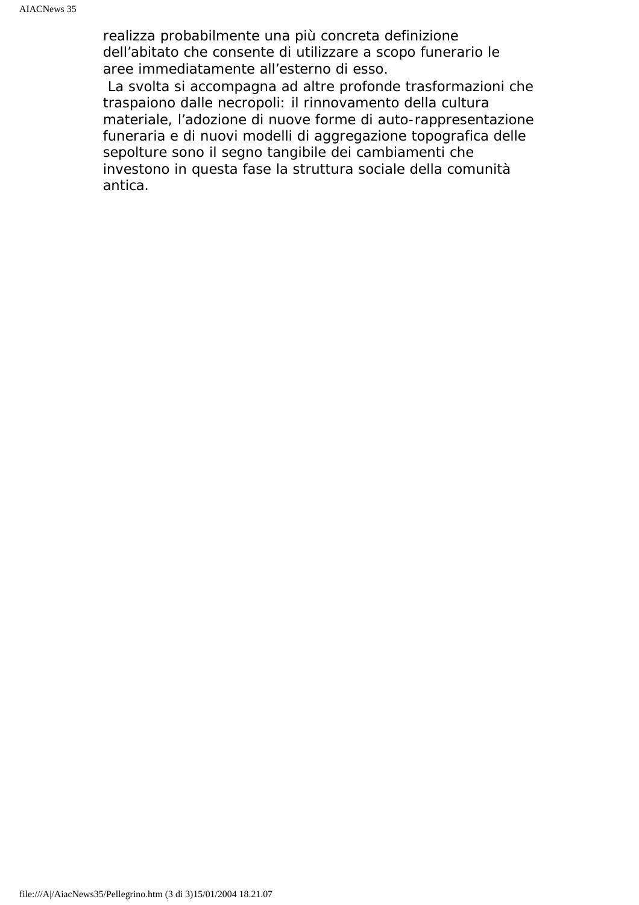realizza probabilmente una più concreta definizione dell’abitato che consente di utilizzare a scopo funerario le aree immediatamente all’esterno di esso.

La svolta si accompagna ad altre profonde trasformazioni che traspaiono dalle necropoli: il rinnovamento della cultura materiale, l’adozione di nuove forme di auto-rappresentazione funeraria e di nuovi modelli di aggregazione topografica delle sepolture sono il segno tangibile dei cambiamenti che investono in questa fase la struttura sociale della comunità antica.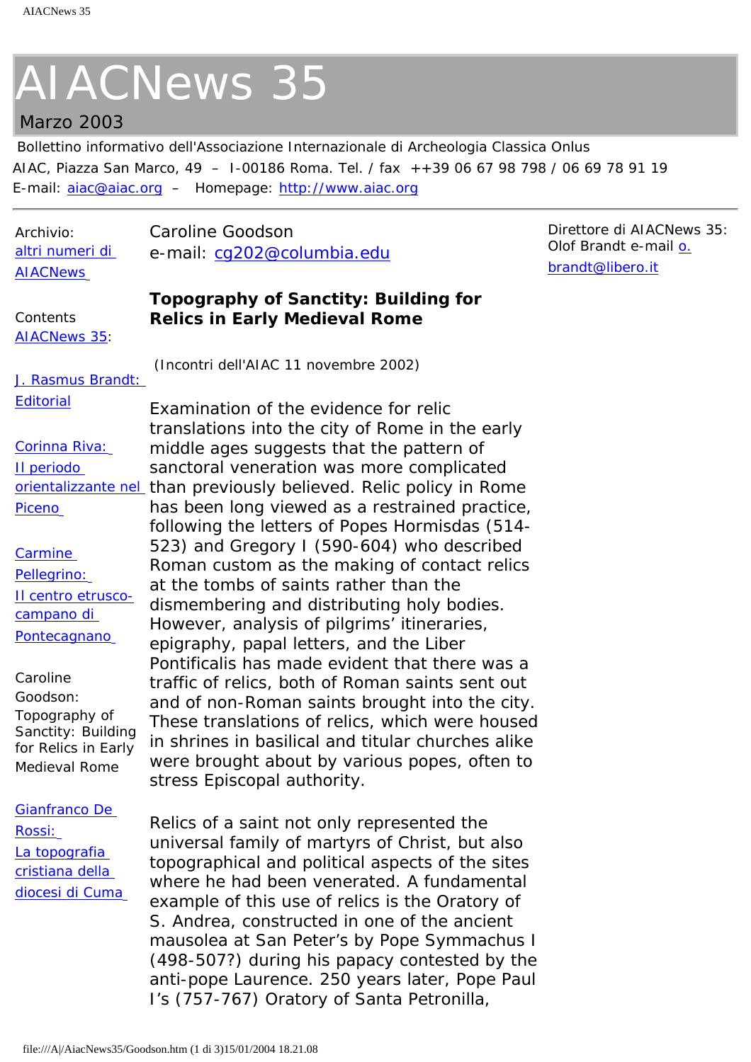# AIACNews 35

Marzo 2003

Bollettino informativo dell'Associazione Internazionale di Archeologia Classica Onlus

AIAC, Piazza San Marco, 49 – I-00186 Roma. Tel. / fax ++39 06 67 98 798 / 06 69 78 91 19

E-mail: aiac@aiac.org – Homepage: http://www.aiac.org

Archivio: altri numeri di AIACNews

Contents AIACNews 35:

J. Rasmus Brandt: Editorial

Corinna Riva: Il periodo orientalizzante nel Piceno

Carmine Pellegrino: Il centro etrusco-campano di Pontecagnano

Caroline Goodson: Topography of Sanctity: Building for Relics in Early Medieval Rome

Gianfranco De Rossi: La topografia cristiana della diocesi di Cuma

Direttore di AIACNews 35: Olof Brandt e-mail o.brandt@libero.it

Caroline Goodson
e-mail: cg202@columbia.edu

**Topography of Sanctity: Building for Relics in Early Medieval Rome**

(Incontri dell'AIAC 11 novembre 2002)

Examination of the evidence for relic translations into the city of Rome in the early middle ages suggests that the pattern of sanctoral veneration was more complicated than previously believed. Relic policy in Rome has been long viewed as a restrained practice, following the letters of Popes Hormisdas (514-523) and Gregory I (590-604) who described Roman custom as the making of contact relics at the tombs of saints rather than the dismembering and distributing holy bodies. However, analysis of pilgrims' itineraries, epigraphy, papal letters, and the Liber Pontificalis has made evident that there was a traffic of relics, both of Roman saints sent out and of non-Roman saints brought into the city. These translations of relics, which were housed in shrines in basilical and titular churches alike were brought about by various popes, often to stress Episcopal authority.

Relics of a saint not only represented the universal family of martyrs of Christ, but also topographical and political aspects of the sites where he had been venerated. A fundamental example of this use of relics is the Oratory of S. Andrea, constructed in one of the ancient mausolea at San Peter's by Pope Symmachus I (498-507?) during his papacy contested by the anti-pope Laurence. 250 years later, Pope Paul I's (757-767) Oratory of Santa Petronilla,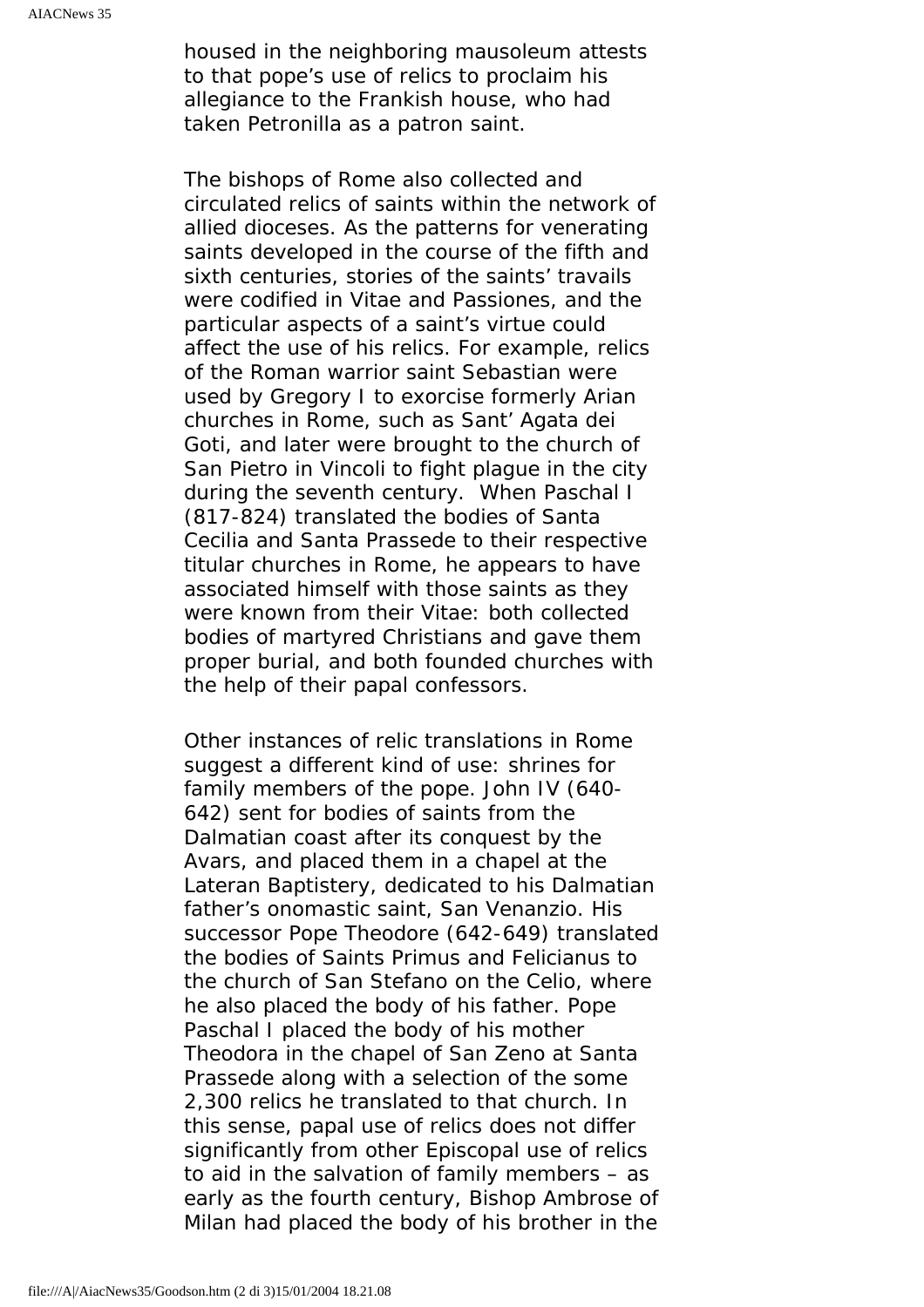housed in the neighboring mausoleum attests to that pope's use of relics to proclaim his allegiance to the Frankish house, who had taken Petronilla as a patron saint.

The bishops of Rome also collected and circulated relics of saints within the network of allied dioceses. As the patterns for venerating saints developed in the course of the fifth and sixth centuries, stories of the saints' travails were codified in Vitae and Passiones, and the particular aspects of a saint's virtue could affect the use of his relics. For example, relics of the Roman warrior saint Sebastian were used by Gregory I to exorcise formerly Arian churches in Rome, such as Sant' Agata dei Goti, and later were brought to the church of San Pietro in Vincoli to fight plague in the city during the seventh century. When Paschal I (817-824) translated the bodies of Santa Cecilia and Santa Prassede to their respective titular churches in Rome, he appears to have associated himself with those saints as they were known from their Vitae: both collected bodies of martyred Christians and gave them proper burial, and both founded churches with the help of their papal confessors.

Other instances of relic translations in Rome suggest a different kind of use: shrines for family members of the pope. John IV (640-642) sent for bodies of saints from the Dalmatian coast after its conquest by the Avars, and placed them in a chapel at the Lateran Baptistery, dedicated to his Dalmatian father's onomastic saint, San Venanzio. His successor Pope Theodore (642-649) translated the bodies of Saints Primus and Felicianus to the church of San Stefano on the Celio, where he also placed the body of his father. Pope Paschal I placed the body of his mother Theodora in the chapel of San Zeno at Santa Prassede along with a selection of the some 2,300 relics he translated to that church. In this sense, papal use of relics does not differ significantly from other Episcopal use of relics to aid in the salvation of family members – as early as the fourth century, Bishop Ambrose of Milan had placed the body of his brother in the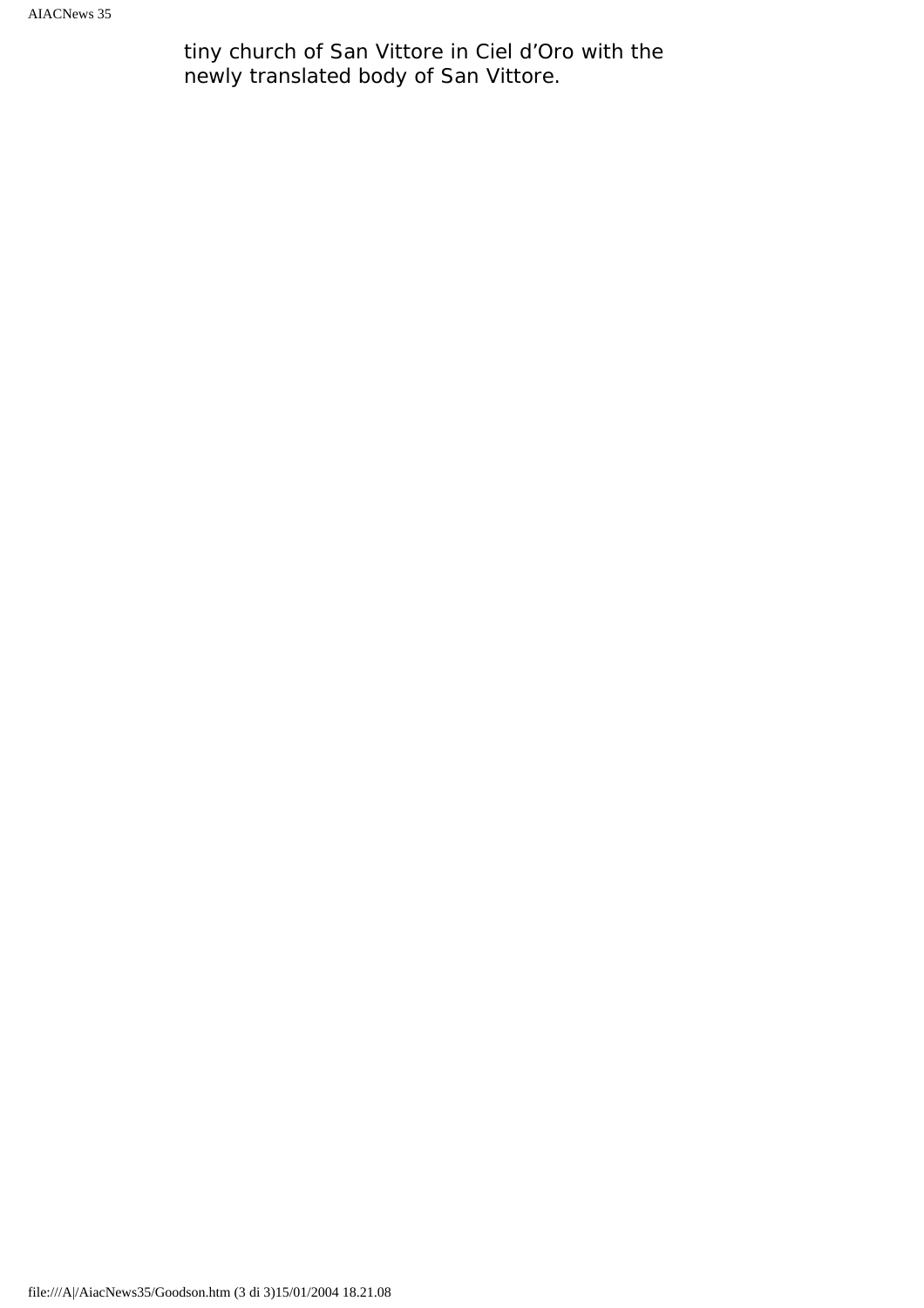tiny church of San Vittore in Ciel d’Oro with the newly translated body of San Vittore.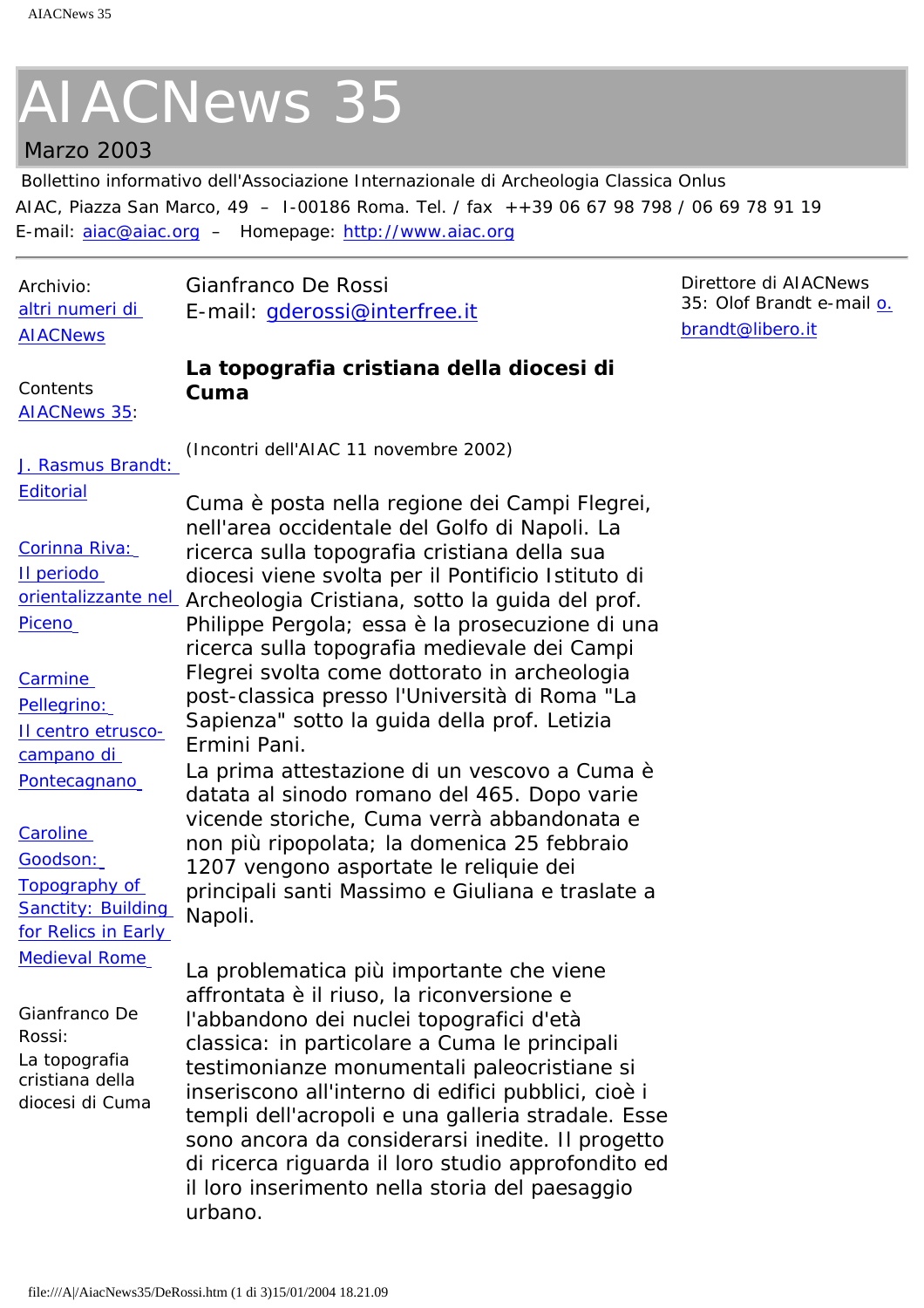# AIACNews 35

Marzo 2003

Bollettino informativo dell'Associazione Internazionale di Archeologia Classica Onlus

AIAC, Piazza San Marco, 49 – I-00186 Roma. Tel. / fax ++39 06 67 98 798 / 06 69 78 91 19

E-mail: aiac@aiac.org – Homepage: http://www.aiac.org

---

Archivio:
altri numeri di AIACNews

Contents AIACNews 35:

J. Rasmus Brandt: Editorial

Corinna Riva: Il periodo orientalizzante nel Piceno

Carmine Pellegrino: Il centro etrusco-campano di Pontecagnano

Caroline Goodson: Topography of Sanctity: Building for Relics in Early Medieval Rome

Gianfranco De Rossi: La topografia cristiana della diocesi di Cuma

Direttore di AIACNews 35: Olof Brandt e-mail o.brandt@libero.it

Gianfranco De Rossi
E-mail: gderossi@interfree.it

## La topografia cristiana della diocesi di Cuma

(Incontri dell'AIAC 11 novembre 2002)

Cuma è posta nella regione dei Campi Flegrei, nell'area occidentale del Golfo di Napoli. La ricerca sulla topografia cristiana della sua diocesi viene svolta per il Pontificio Istituto di Archeologia Cristiana, sotto la guida del prof. Philippe Pergola; essa è la prosecuzione di una ricerca sulla topografia medievale dei Campi Flegrei svolta come dottorato in archeologia post-classica presso l'Università di Roma "La Sapienza" sotto la guida della prof. Letizia Ermini Pani.
La prima attestazione di un vescovo a Cuma è datata al sinodo romano del 465. Dopo varie vicende storiche, Cuma verrà abbandonata e non più ripopolata; la domenica 25 febbraio 1207 vengono asportate le reliquie dei principali santi Massimo e Giuliana e traslate a Napoli.

La problematica più importante che viene affrontata è il riuso, la riconversione e l'abbandono dei nuclei topografici d'età classica: in particolare a Cuma le principali testimonianze monumentali paleocristiane si inseriscono all'interno di edifici pubblici, cioè i templi dell'acropoli e una galleria stradale. Esse sono ancora da considerarsi inedite. Il progetto di ricerca riguarda il loro studio approfondito ed il loro inserimento nella storia del paesaggio urbano.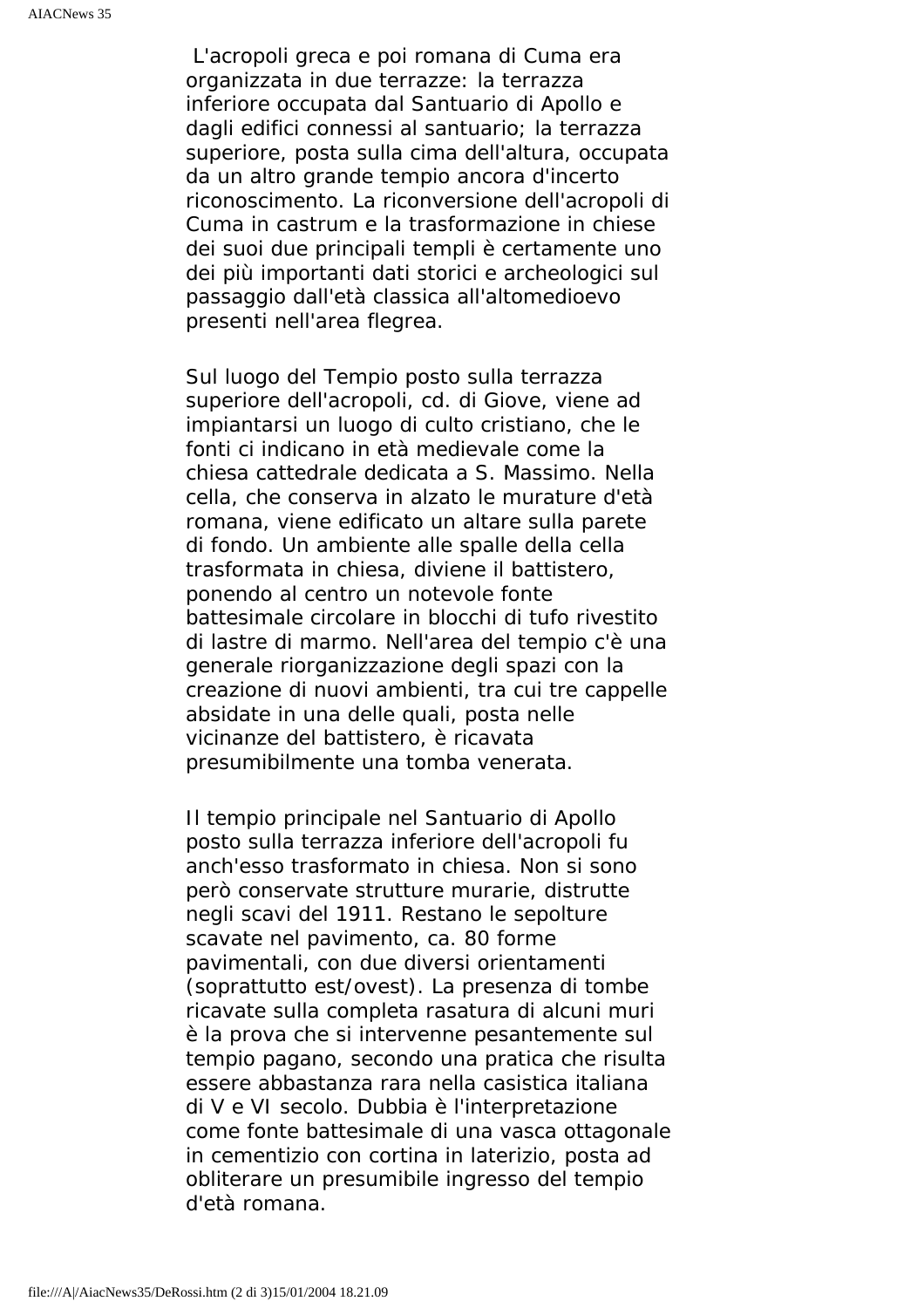L'acropoli greca e poi romana di Cuma era organizzata in due terrazze: la terrazza inferiore occupata dal Santuario di Apollo e dagli edifici connessi al santuario; la terrazza superiore, posta sulla cima dell'altura, occupata da un altro grande tempio ancora d'incerto riconoscimento. La riconversione dell'acropoli di Cuma in castrum e la trasformazione in chiese dei suoi due principali templi è certamente uno dei più importanti dati storici e archeologici sul passaggio dall'età classica all'altomedioevo presenti nell'area flegrea.

Sul luogo del Tempio posto sulla terrazza superiore dell'acropoli, cd. di Giove, viene ad impiantarsi un luogo di culto cristiano, che le fonti ci indicano in età medievale come la chiesa cattedrale dedicata a S. Massimo. Nella cella, che conserva in alzato le murature d'età romana, viene edificato un altare sulla parete di fondo. Un ambiente alle spalle della cella trasformata in chiesa, diviene il battistero, ponendo al centro un notevole fonte battesimale circolare in blocchi di tufo rivestito di lastre di marmo. Nell'area del tempio c'è una generale riorganizzazione degli spazi con la creazione di nuovi ambienti, tra cui tre cappelle absidate in una delle quali, posta nelle vicinanze del battistero, è ricavata presumibilmente una tomba venerata.

Il tempio principale nel Santuario di Apollo posto sulla terrazza inferiore dell'acropoli fu anch'esso trasformato in chiesa. Non si sono però conservate strutture murarie, distrutte negli scavi del 1911. Restano le sepolture scavate nel pavimento, ca. 80 forme pavimentali, con due diversi orientamenti (soprattutto est/ovest). La presenza di tombe ricavate sulla completa rasatura di alcuni muri è la prova che si intervenne pesantemente sul tempio pagano, secondo una pratica che risulta essere abbastanza rara nella casistica italiana di V e VI secolo. Dubbia è l'interpretazione come fonte battesimale di una vasca ottagonale in cementizio con cortina in laterizio, posta ad obliterare un presumibile ingresso del tempio d'età romana.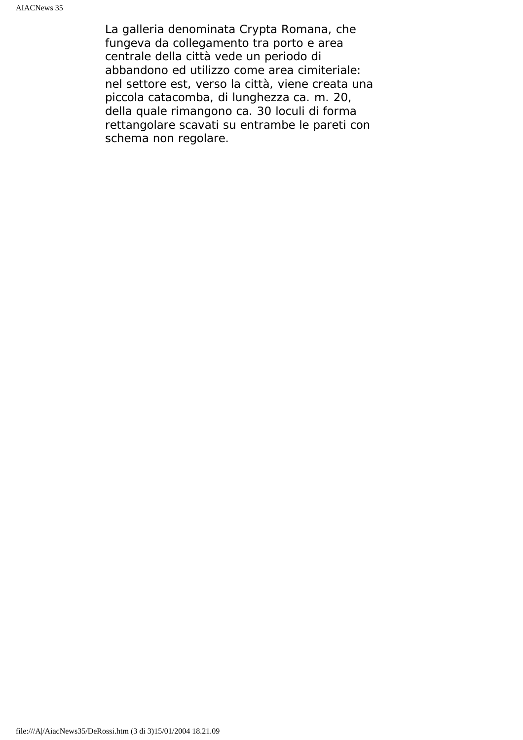La galleria denominata Crypta Romana, che fungeva da collegamento tra porto e area centrale della città vede un periodo di abbandono ed utilizzo come area cimiteriale: nel settore est, verso la città, viene creata una piccola catacomba, di lunghezza ca. m. 20, della quale rimangono ca. 30 loculi di forma rettangolare scavati su entrambe le pareti con schema non regolare.